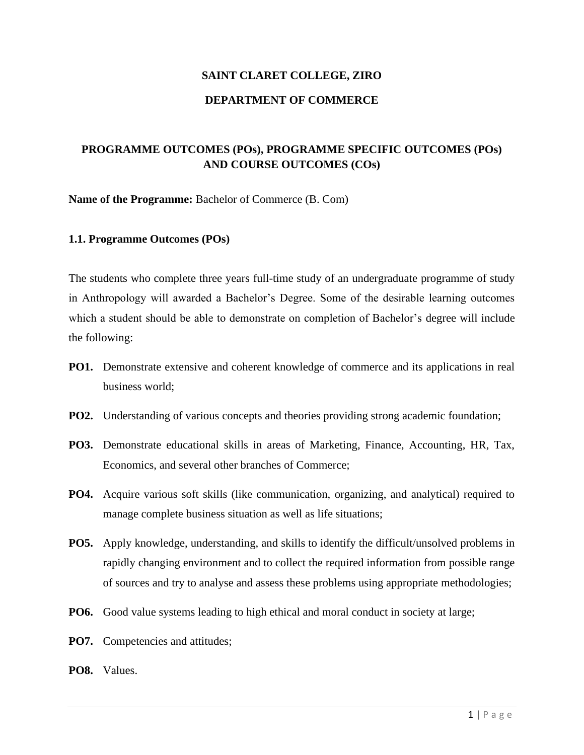**SAINT CLARET COLLEGE, ZIRO**

**DEPARTMENT OF COMMERCE**

## PROGRAMME OUTCOMES (POs), PROGRAMME SPECIFIC OUTCOMES (POs) AND COURSE OUTCOMES (COs)

**Name of the Programme:** Bachelor of Commerce (B. Com)

### 1.1. Programme Outcomes (POs)

The students who complete three years full-time study of an undergraduate programme of study in Anthropology will awarded a Bachelor's Degree. Some of the desirable learning outcomes which a student should be able to demonstrate on completion of Bachelor's degree will include the following:

**PO1.** Demonstrate extensive and coherent knowledge of commerce and its applications in real business world;

**PO2.** Understanding of various concepts and theories providing strong academic foundation;

**PO3.** Demonstrate educational skills in areas of Marketing, Finance, Accounting, HR, Tax, Economics, and several other branches of Commerce;

**PO4.** Acquire various soft skills (like communication, organizing, and analytical) required to manage complete business situation as well as life situations;

**PO5.** Apply knowledge, understanding, and skills to identify the difficult/unsolved problems in rapidly changing environment and to collect the required information from possible range of sources and try to analyse and assess these problems using appropriate methodologies;

**PO6.** Good value systems leading to high ethical and moral conduct in society at large;

**PO7.** Competencies and attitudes;

**PO8.** Values.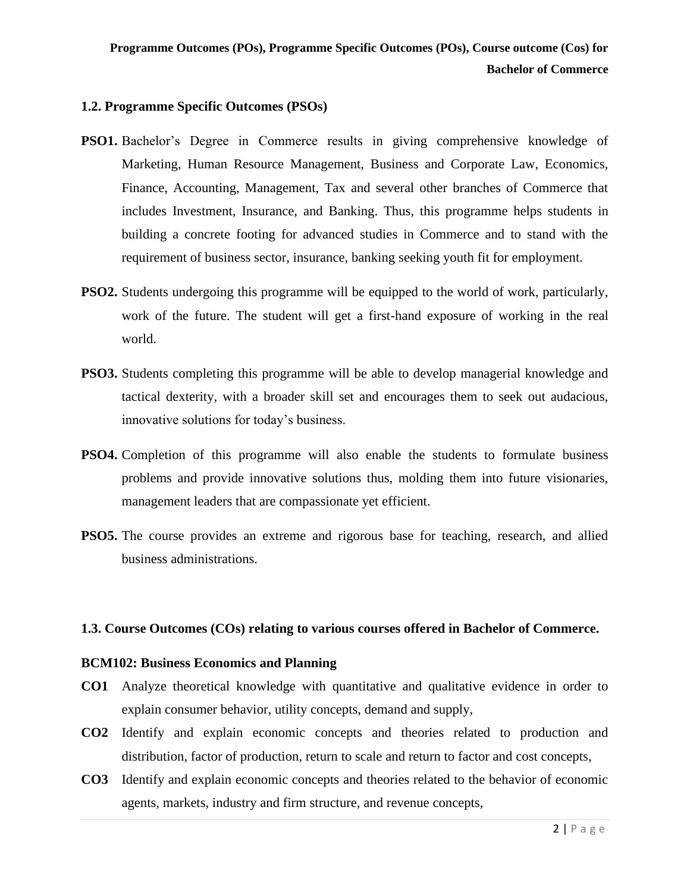### 1.2. Programme Specific Outcomes (PSOs)

**PSO1.** Bachelor's Degree in Commerce results in giving comprehensive knowledge of Marketing, Human Resource Management, Business and Corporate Law, Economics, Finance, Accounting, Management, Tax and several other branches of Commerce that includes Investment, Insurance, and Banking. Thus, this programme helps students in building a concrete footing for advanced studies in Commerce and to stand with the requirement of business sector, insurance, banking seeking youth fit for employment.

**PSO2.** Students undergoing this programme will be equipped to the world of work, particularly, work of the future. The student will get a first-hand exposure of working in the real world.

**PSO3.** Students completing this programme will be able to develop managerial knowledge and tactical dexterity, with a broader skill set and encourages them to seek out audacious, innovative solutions for today's business.

**PSO4.** Completion of this programme will also enable the students to formulate business problems and provide innovative solutions thus, molding them into future visionaries, management leaders that are compassionate yet efficient.

**PSO5.** The course provides an extreme and rigorous base for teaching, research, and allied business administrations.

### 1.3. Course Outcomes (COs) relating to various courses offered in Bachelor of Commerce.

**BCM102: Business Economics and Planning**

**CO1** Analyze theoretical knowledge with quantitative and qualitative evidence in order to explain consumer behavior, utility concepts, demand and supply,

**CO2** Identify and explain economic concepts and theories related to production and distribution, factor of production, return to scale and return to factor and cost concepts,

**CO3** Identify and explain economic concepts and theories related to the behavior of economic agents, markets, industry and firm structure, and revenue concepts,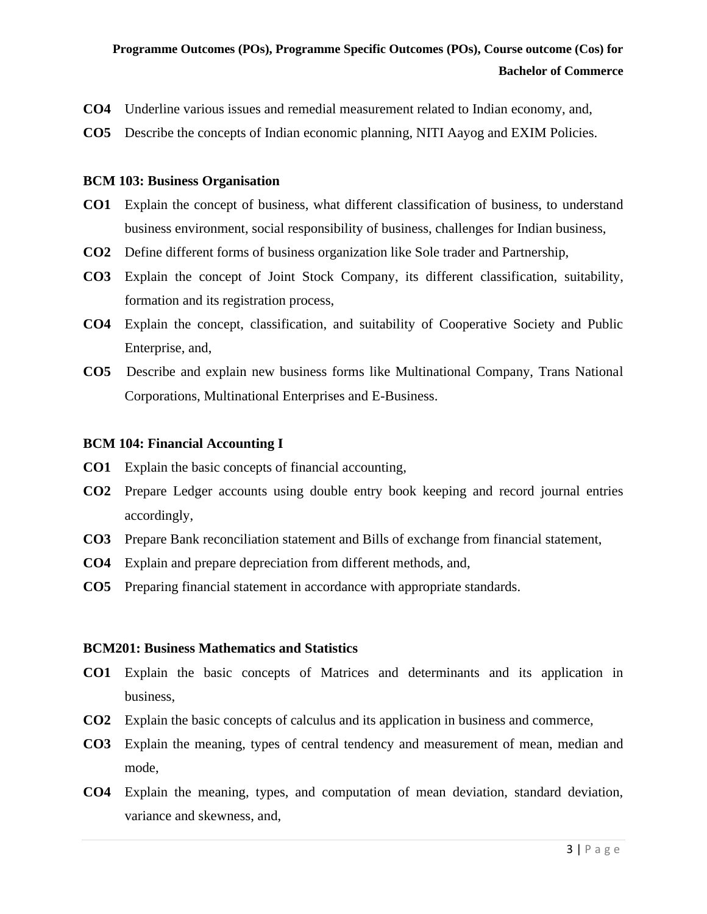**CO4** Underline various issues and remedial measurement related to Indian economy, and,

**CO5** Describe the concepts of Indian economic planning, NITI Aayog and EXIM Policies.

**BCM 103: Business Organisation**

**CO1** Explain the concept of business, what different classification of business, to understand business environment, social responsibility of business, challenges for Indian business,

**CO2** Define different forms of business organization like Sole trader and Partnership,

**CO3** Explain the concept of Joint Stock Company, its different classification, suitability, formation and its registration process,

**CO4** Explain the concept, classification, and suitability of Cooperative Society and Public Enterprise, and,

**CO5** Describe and explain new business forms like Multinational Company, Trans National Corporations, Multinational Enterprises and E-Business.

**BCM 104: Financial Accounting I**

**CO1** Explain the basic concepts of financial accounting,

**CO2** Prepare Ledger accounts using double entry book keeping and record journal entries accordingly,

**CO3** Prepare Bank reconciliation statement and Bills of exchange from financial statement,

**CO4** Explain and prepare depreciation from different methods, and,

**CO5** Preparing financial statement in accordance with appropriate standards.

**BCM201: Business Mathematics and Statistics**

**CO1** Explain the basic concepts of Matrices and determinants and its application in business,

**CO2** Explain the basic concepts of calculus and its application in business and commerce,

**CO3** Explain the meaning, types of central tendency and measurement of mean, median and mode,

**CO4** Explain the meaning, types, and computation of mean deviation, standard deviation, variance and skewness, and,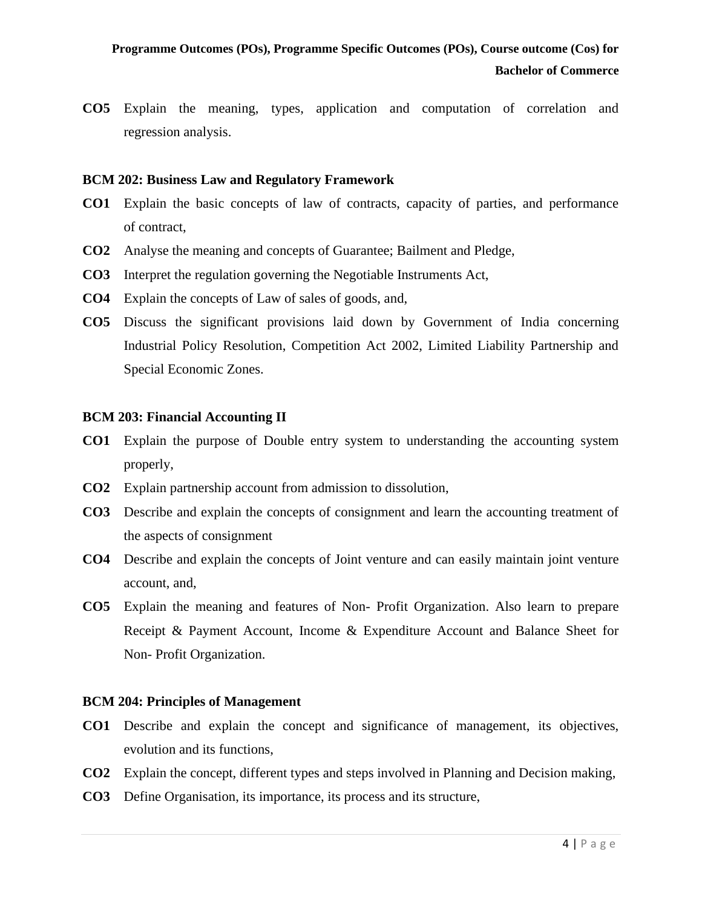**CO5** Explain the meaning, types, application and computation of correlation and regression analysis.

### BCM 202: Business Law and Regulatory Framework

**CO1** Explain the basic concepts of law of contracts, capacity of parties, and performance of contract,

**CO2** Analyse the meaning and concepts of Guarantee; Bailment and Pledge,

**CO3** Interpret the regulation governing the Negotiable Instruments Act,

**CO4** Explain the concepts of Law of sales of goods, and,

**CO5** Discuss the significant provisions laid down by Government of India concerning Industrial Policy Resolution, Competition Act 2002, Limited Liability Partnership and Special Economic Zones.

### BCM 203: Financial Accounting II

**CO1** Explain the purpose of Double entry system to understanding the accounting system properly,

**CO2** Explain partnership account from admission to dissolution,

**CO3** Describe and explain the concepts of consignment and learn the accounting treatment of the aspects of consignment

**CO4** Describe and explain the concepts of Joint venture and can easily maintain joint venture account, and,

**CO5** Explain the meaning and features of Non- Profit Organization. Also learn to prepare Receipt & Payment Account, Income & Expenditure Account and Balance Sheet for Non- Profit Organization.

### BCM 204: Principles of Management

**CO1** Describe and explain the concept and significance of management, its objectives, evolution and its functions,

**CO2** Explain the concept, different types and steps involved in Planning and Decision making,

**CO3** Define Organisation, its importance, its process and its structure,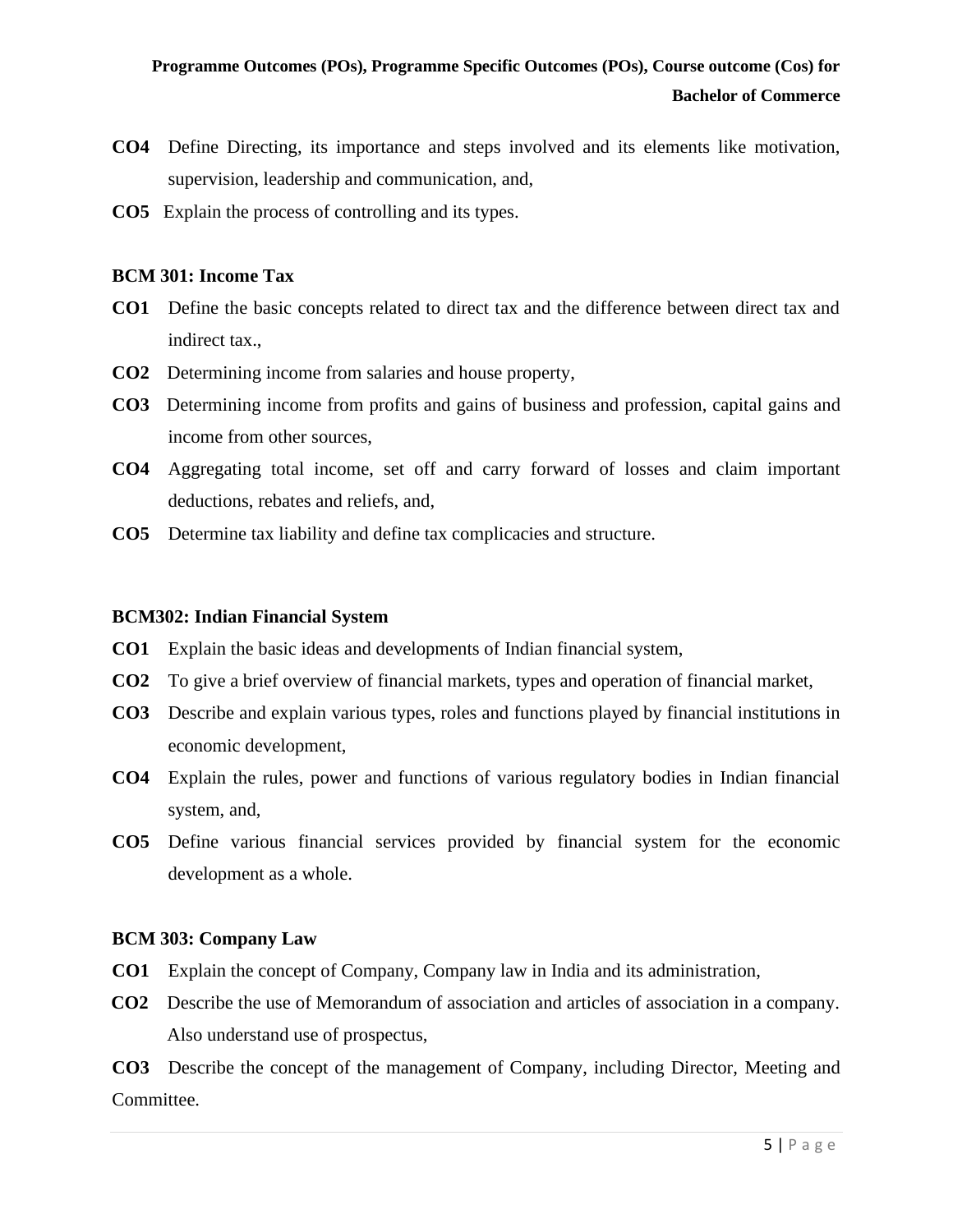**CO4** Define Directing, its importance and steps involved and its elements like motivation, supervision, leadership and communication, and,

**CO5** Explain the process of controlling and its types.

**BCM 301: Income Tax**

**CO1** Define the basic concepts related to direct tax and the difference between direct tax and indirect tax.,

**CO2** Determining income from salaries and house property,

**CO3** Determining income from profits and gains of business and profession, capital gains and income from other sources,

**CO4** Aggregating total income, set off and carry forward of losses and claim important deductions, rebates and reliefs, and,

**CO5** Determine tax liability and define tax complicacies and structure.

**BCM302: Indian Financial System**

**CO1** Explain the basic ideas and developments of Indian financial system,

**CO2** To give a brief overview of financial markets, types and operation of financial market,

**CO3** Describe and explain various types, roles and functions played by financial institutions in economic development,

**CO4** Explain the rules, power and functions of various regulatory bodies in Indian financial system, and,

**CO5** Define various financial services provided by financial system for the economic development as a whole.

**BCM 303: Company Law**

**CO1** Explain the concept of Company, Company law in India and its administration,

**CO2** Describe the use of Memorandum of association and articles of association in a company. Also understand use of prospectus,

**CO3** Describe the concept of the management of Company, including Director, Meeting and Committee.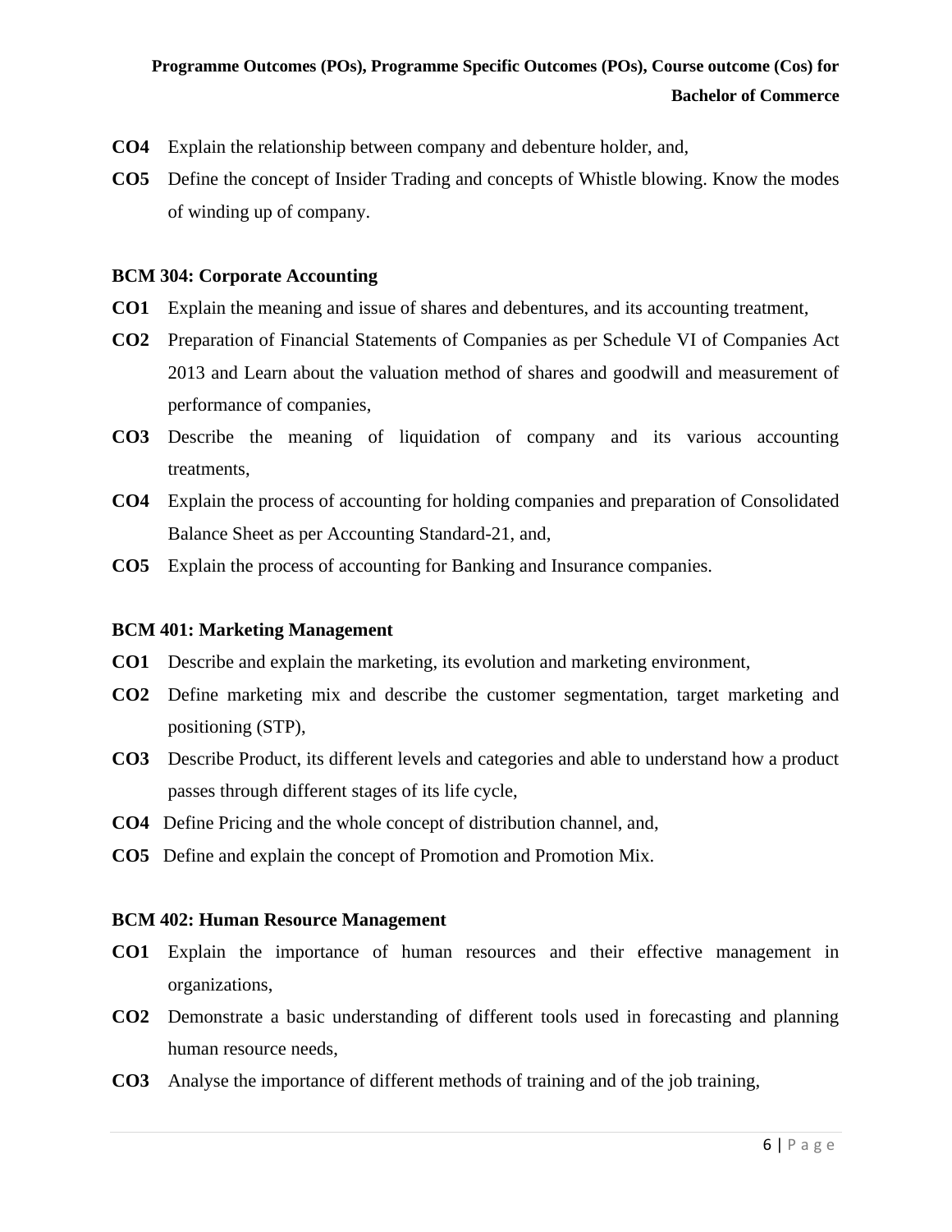**CO4** Explain the relationship between company and debenture holder, and,

**CO5** Define the concept of Insider Trading and concepts of Whistle blowing. Know the modes of winding up of company.

**BCM 304: Corporate Accounting**

**CO1** Explain the meaning and issue of shares and debentures, and its accounting treatment,

**CO2** Preparation of Financial Statements of Companies as per Schedule VI of Companies Act 2013 and Learn about the valuation method of shares and goodwill and measurement of performance of companies,

**CO3** Describe the meaning of liquidation of company and its various accounting treatments,

**CO4** Explain the process of accounting for holding companies and preparation of Consolidated Balance Sheet as per Accounting Standard-21, and,

**CO5** Explain the process of accounting for Banking and Insurance companies.

**BCM 401: Marketing Management**

**CO1** Describe and explain the marketing, its evolution and marketing environment,

**CO2** Define marketing mix and describe the customer segmentation, target marketing and positioning (STP),

**CO3** Describe Product, its different levels and categories and able to understand how a product passes through different stages of its life cycle,

**CO4** Define Pricing and the whole concept of distribution channel, and,

**CO5** Define and explain the concept of Promotion and Promotion Mix.

**BCM 402: Human Resource Management**

**CO1** Explain the importance of human resources and their effective management in organizations,

**CO2** Demonstrate a basic understanding of different tools used in forecasting and planning human resource needs,

**CO3** Analyse the importance of different methods of training and of the job training,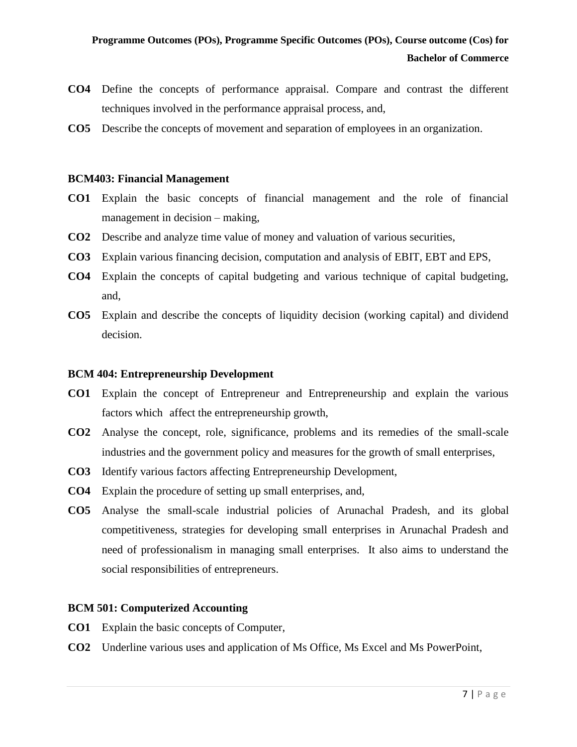**CO4** Define the concepts of performance appraisal. Compare and contrast the different techniques involved in the performance appraisal process, and,

**CO5** Describe the concepts of movement and separation of employees in an organization.

**BCM403: Financial Management**

**CO1** Explain the basic concepts of financial management and the role of financial management in decision – making,

**CO2** Describe and analyze time value of money and valuation of various securities,

**CO3** Explain various financing decision, computation and analysis of EBIT, EBT and EPS,

**CO4** Explain the concepts of capital budgeting and various technique of capital budgeting, and,

**CO5** Explain and describe the concepts of liquidity decision (working capital) and dividend decision.

**BCM 404: Entrepreneurship Development**

**CO1** Explain the concept of Entrepreneur and Entrepreneurship and explain the various factors which affect the entrepreneurship growth,

**CO2** Analyse the concept, role, significance, problems and its remedies of the small-scale industries and the government policy and measures for the growth of small enterprises,

**CO3** Identify various factors affecting Entrepreneurship Development,

**CO4** Explain the procedure of setting up small enterprises, and,

**CO5** Analyse the small-scale industrial policies of Arunachal Pradesh, and its global competitiveness, strategies for developing small enterprises in Arunachal Pradesh and need of professionalism in managing small enterprises. It also aims to understand the social responsibilities of entrepreneurs.

**BCM 501: Computerized Accounting**

**CO1** Explain the basic concepts of Computer,

**CO2** Underline various uses and application of Ms Office, Ms Excel and Ms PowerPoint,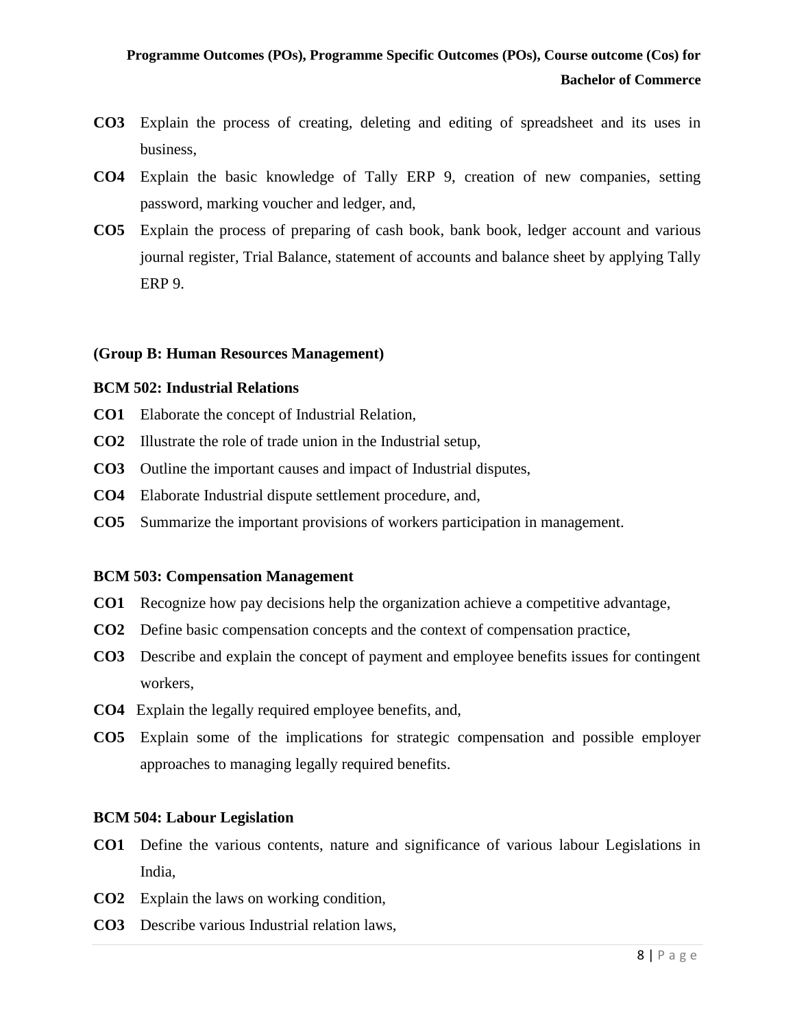**CO3** Explain the process of creating, deleting and editing of spreadsheet and its uses in business,

**CO4** Explain the basic knowledge of Tally ERP 9, creation of new companies, setting password, marking voucher and ledger, and,

**CO5** Explain the process of preparing of cash book, bank book, ledger account and various journal register, Trial Balance, statement of accounts and balance sheet by applying Tally ERP 9.

**(Group B: Human Resources Management)**

**BCM 502: Industrial Relations**

**CO1** Elaborate the concept of Industrial Relation,

**CO2** Illustrate the role of trade union in the Industrial setup,

**CO3** Outline the important causes and impact of Industrial disputes,

**CO4** Elaborate Industrial dispute settlement procedure, and,

**CO5** Summarize the important provisions of workers participation in management.

**BCM 503: Compensation Management**

**CO1** Recognize how pay decisions help the organization achieve a competitive advantage,

**CO2** Define basic compensation concepts and the context of compensation practice,

**CO3** Describe and explain the concept of payment and employee benefits issues for contingent workers,

**CO4** Explain the legally required employee benefits, and,

**CO5** Explain some of the implications for strategic compensation and possible employer approaches to managing legally required benefits.

**BCM 504: Labour Legislation**

**CO1** Define the various contents, nature and significance of various labour Legislations in India,

**CO2** Explain the laws on working condition,

**CO3** Describe various Industrial relation laws,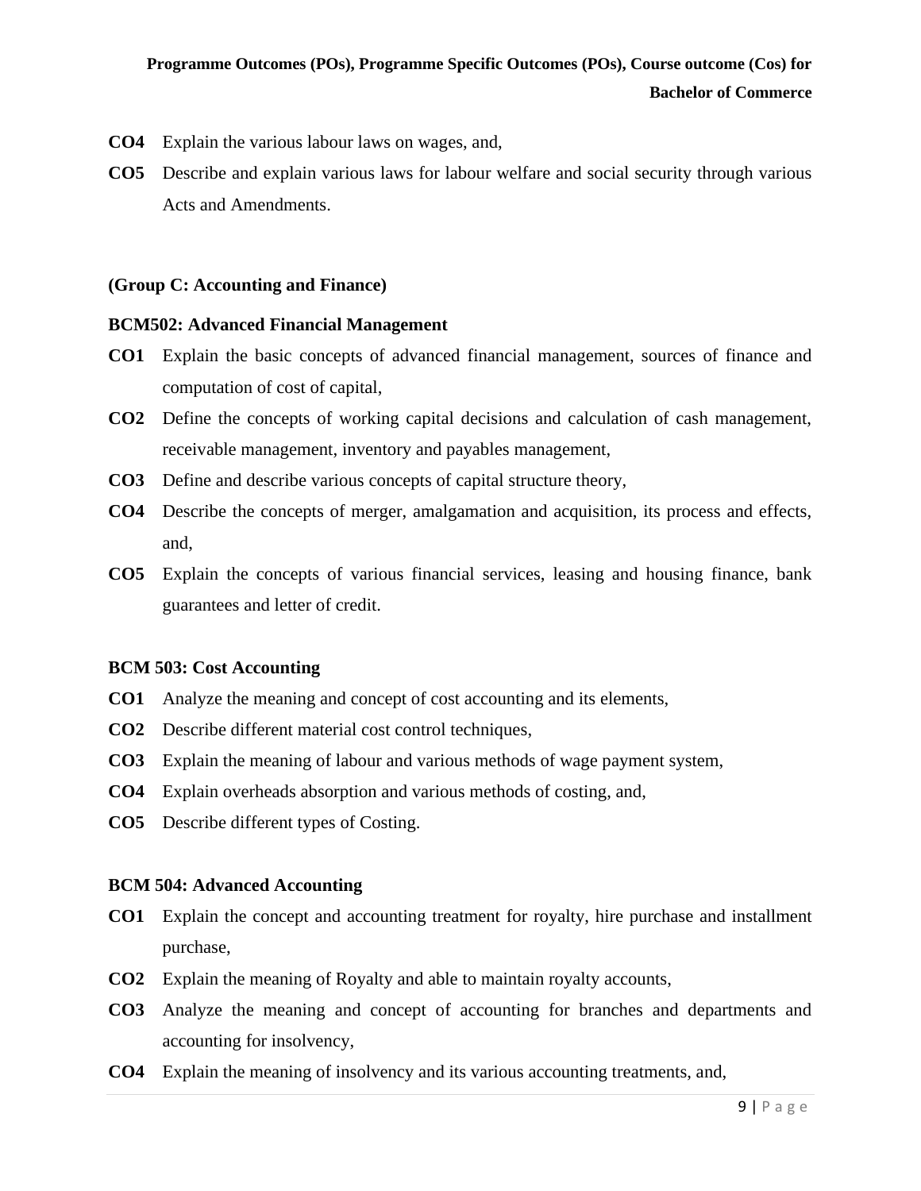**CO4** Explain the various labour laws on wages, and,

**CO5** Describe and explain various laws for labour welfare and social security through various Acts and Amendments.

**(Group C: Accounting and Finance)**

**BCM502: Advanced Financial Management**

**CO1** Explain the basic concepts of advanced financial management, sources of finance and computation of cost of capital,

**CO2** Define the concepts of working capital decisions and calculation of cash management, receivable management, inventory and payables management,

**CO3** Define and describe various concepts of capital structure theory,

**CO4** Describe the concepts of merger, amalgamation and acquisition, its process and effects, and,

**CO5** Explain the concepts of various financial services, leasing and housing finance, bank guarantees and letter of credit.

**BCM 503: Cost Accounting**

**CO1** Analyze the meaning and concept of cost accounting and its elements,

**CO2** Describe different material cost control techniques,

**CO3** Explain the meaning of labour and various methods of wage payment system,

**CO4** Explain overheads absorption and various methods of costing, and,

**CO5** Describe different types of Costing.

**BCM 504: Advanced Accounting**

**CO1** Explain the concept and accounting treatment for royalty, hire purchase and installment purchase,

**CO2** Explain the meaning of Royalty and able to maintain royalty accounts,

**CO3** Analyze the meaning and concept of accounting for branches and departments and accounting for insolvency,

**CO4** Explain the meaning of insolvency and its various accounting treatments, and,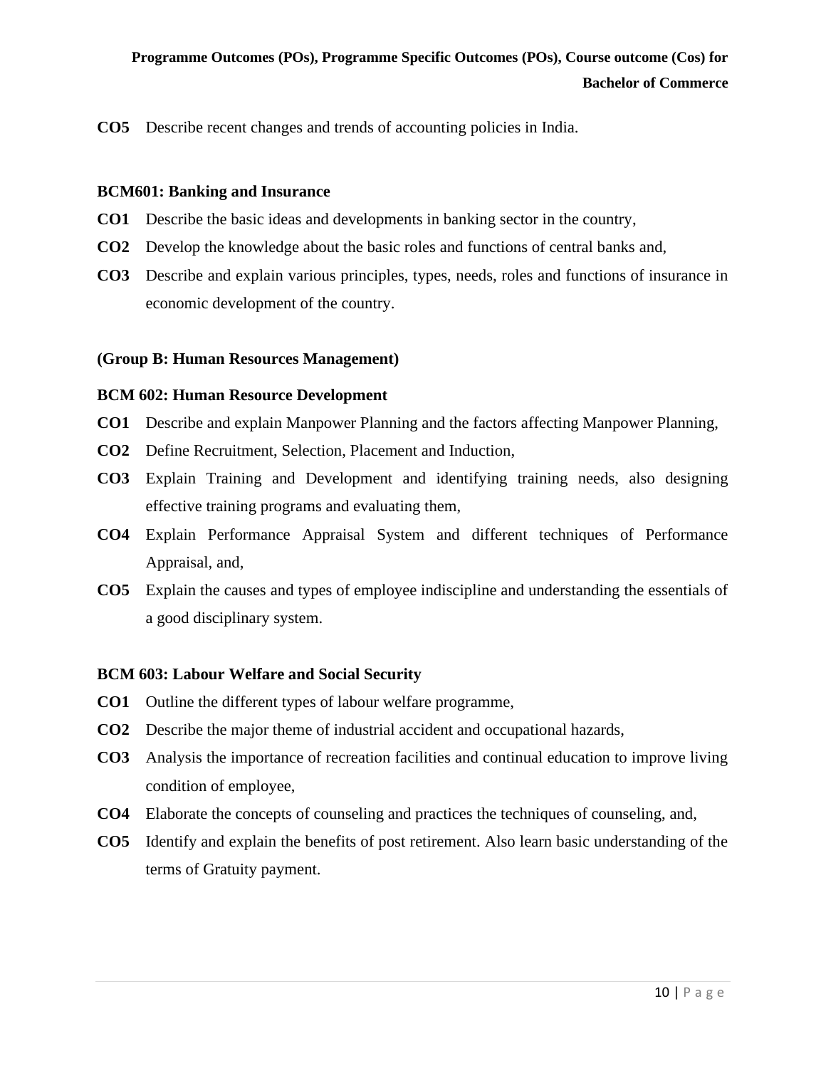**CO5** Describe recent changes and trends of accounting policies in India.

**BCM601: Banking and Insurance**

**CO1** Describe the basic ideas and developments in banking sector in the country,

**CO2** Develop the knowledge about the basic roles and functions of central banks and,

**CO3** Describe and explain various principles, types, needs, roles and functions of insurance in economic development of the country.

**(Group B: Human Resources Management)**

**BCM 602: Human Resource Development**

**CO1** Describe and explain Manpower Planning and the factors affecting Manpower Planning,

**CO2** Define Recruitment, Selection, Placement and Induction,

**CO3** Explain Training and Development and identifying training needs, also designing effective training programs and evaluating them,

**CO4** Explain Performance Appraisal System and different techniques of Performance Appraisal, and,

**CO5** Explain the causes and types of employee indiscipline and understanding the essentials of a good disciplinary system.

**BCM 603: Labour Welfare and Social Security**

**CO1** Outline the different types of labour welfare programme,

**CO2** Describe the major theme of industrial accident and occupational hazards,

**CO3** Analysis the importance of recreation facilities and continual education to improve living condition of employee,

**CO4** Elaborate the concepts of counseling and practices the techniques of counseling, and,

**CO5** Identify and explain the benefits of post retirement. Also learn basic understanding of the terms of Gratuity payment.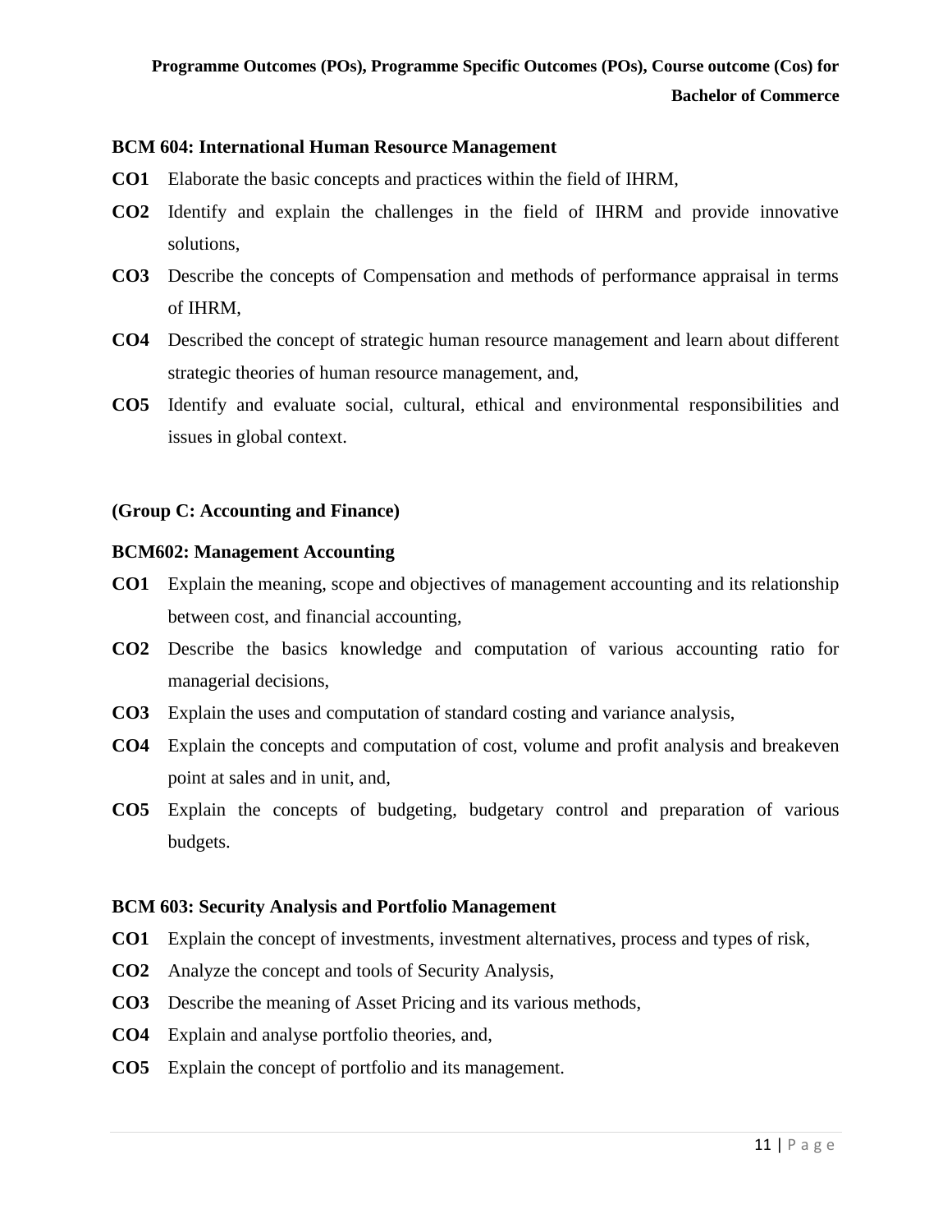### BCM 604: International Human Resource Management

**CO1** Elaborate the basic concepts and practices within the field of IHRM,

**CO2** Identify and explain the challenges in the field of IHRM and provide innovative solutions,

**CO3** Describe the concepts of Compensation and methods of performance appraisal in terms of IHRM,

**CO4** Described the concept of strategic human resource management and learn about different strategic theories of human resource management, and,

**CO5** Identify and evaluate social, cultural, ethical and environmental responsibilities and issues in global context.

### (Group C: Accounting and Finance)

### BCM602: Management Accounting

**CO1** Explain the meaning, scope and objectives of management accounting and its relationship between cost, and financial accounting,

**CO2** Describe the basics knowledge and computation of various accounting ratio for managerial decisions,

**CO3** Explain the uses and computation of standard costing and variance analysis,

**CO4** Explain the concepts and computation of cost, volume and profit analysis and breakeven point at sales and in unit, and,

**CO5** Explain the concepts of budgeting, budgetary control and preparation of various budgets.

### BCM 603: Security Analysis and Portfolio Management

**CO1** Explain the concept of investments, investment alternatives, process and types of risk,

**CO2** Analyze the concept and tools of Security Analysis,

**CO3** Describe the meaning of Asset Pricing and its various methods,

**CO4** Explain and analyse portfolio theories, and,

**CO5** Explain the concept of portfolio and its management.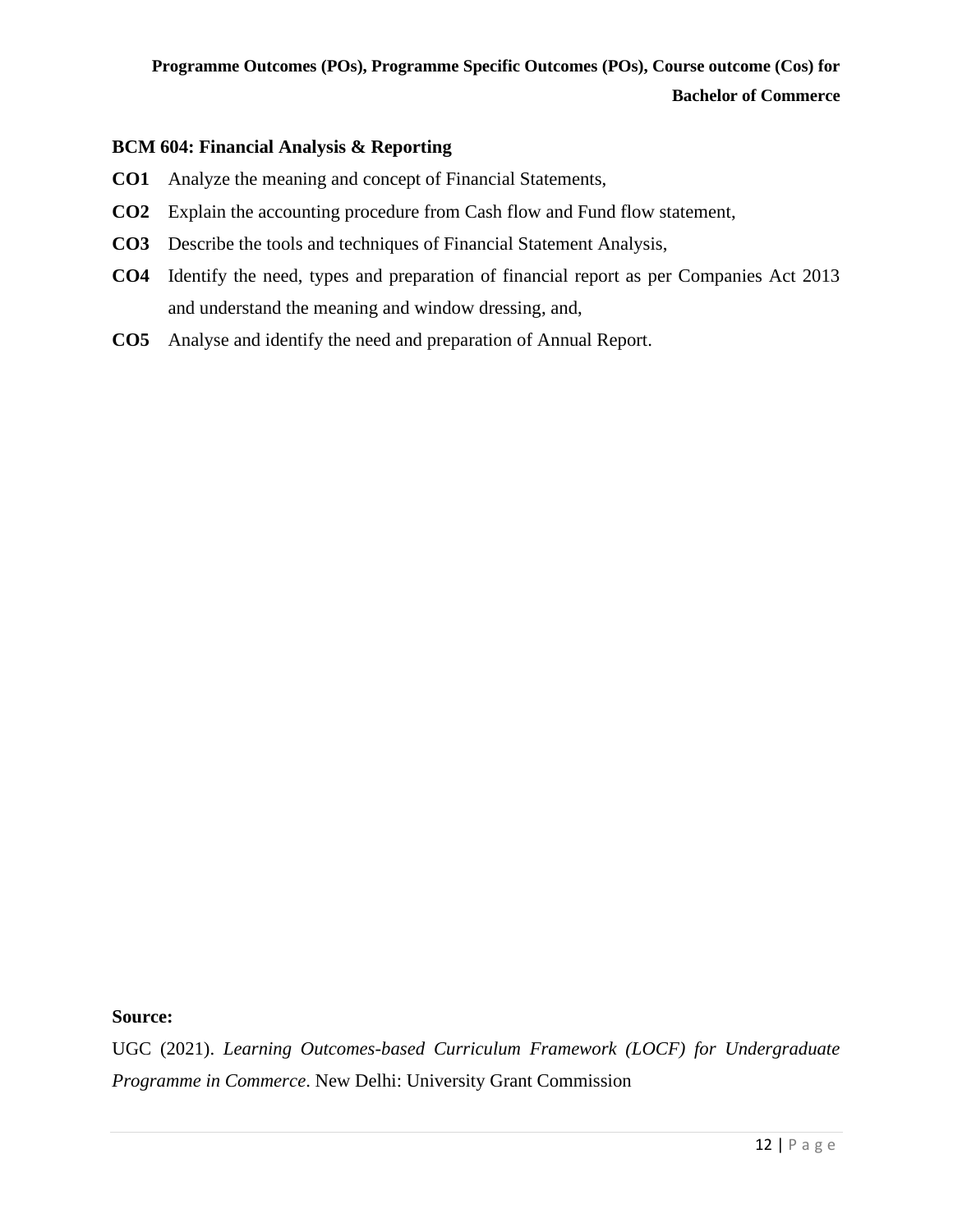**BCM 604: Financial Analysis & Reporting**

**CO1** Analyze the meaning and concept of Financial Statements,

**CO2** Explain the accounting procedure from Cash flow and Fund flow statement,

**CO3** Describe the tools and techniques of Financial Statement Analysis,

**CO4** Identify the need, types and preparation of financial report as per Companies Act 2013 and understand the meaning and window dressing, and,

**CO5** Analyse and identify the need and preparation of Annual Report.

**Source:**

UGC (2021). *Learning Outcomes-based Curriculum Framework (LOCF) for Undergraduate Programme in Commerce*. New Delhi: University Grant Commission